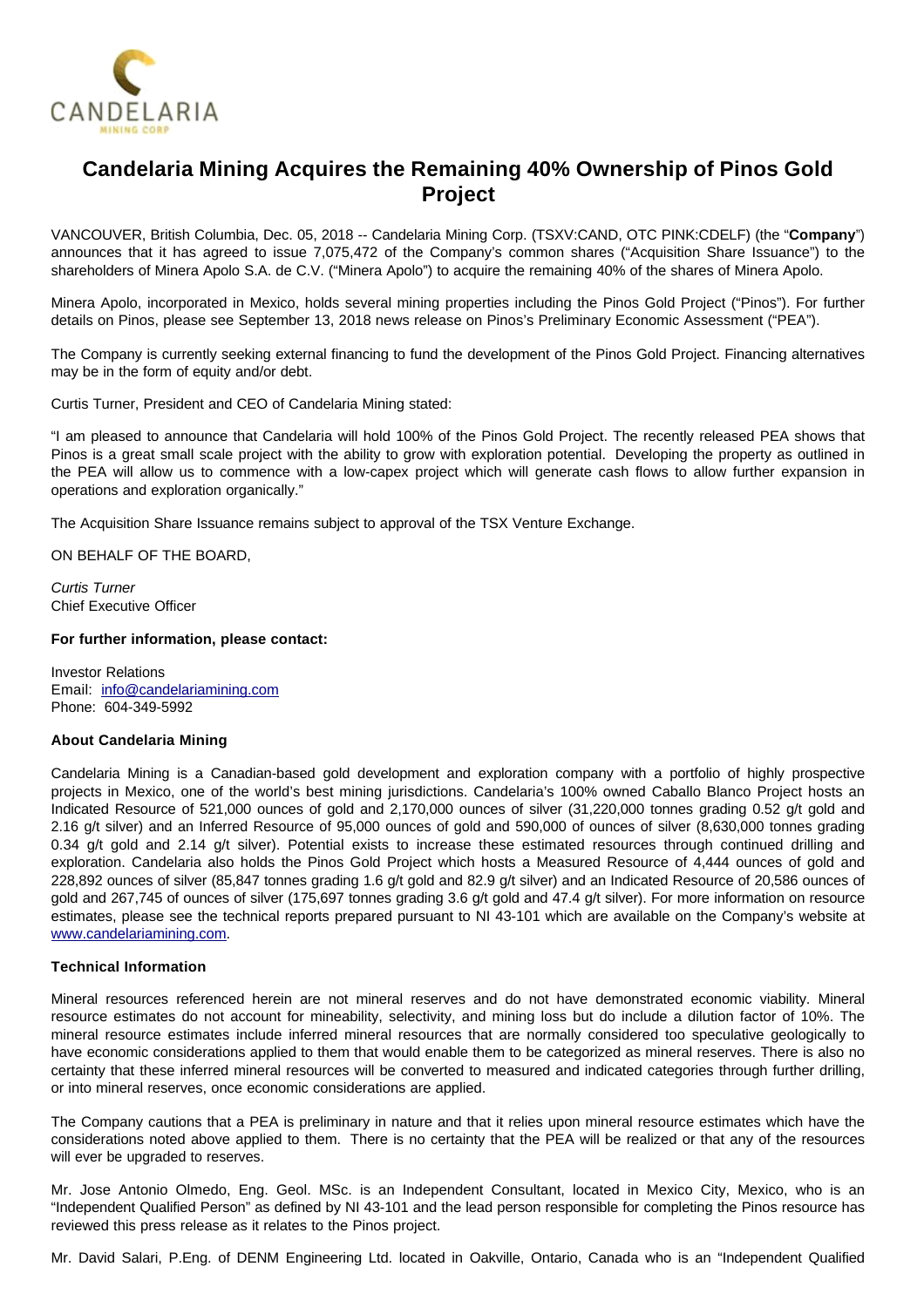# Candelaria Mining Acquires the Remaining 40% Ownership of Pinos Gold Project

VANCOUVER, British Columbia, Dec. 05, 2018 -- Candelaria Mining Corp. (TSXV:CAND, OTC PINK:CDELF) (the "**Company**") announces that it has agreed to issue 7,075,472 of the Company's common shares ("Acquisition Share Issuance") to the shareholders of Minera Apolo S.A. de C.V. ("Minera Apolo") to acquire the remaining 40% of the shares of Minera Apolo.

Minera Apolo, incorporated in Mexico, holds several mining properties including the Pinos Gold Project ("Pinos"). For further details on Pinos, please see September 13, 2018 news release on Pinos's Preliminary Economic Assessment ("PEA").

The Company is currently seeking external financing to fund the development of the Pinos Gold Project. Financing alternatives may be in the form of equity and/or debt.

Curtis Turner, President and CEO of Candelaria Mining stated:

"I am pleased to announce that Candelaria will hold 100% of the Pinos Gold Project. The recently released PEA shows that Pinos is a great small scale project with the ability to grow with exploration potential. Developing the property as outlined in the PEA will allow us to commence with a low-capex project which will generate cash flows to allow further expansion in operations and exploration organically."

The Acquisition Share Issuance remains subject to approval of the TSX Venture Exchange.

ON BEHALF OF THE BOARD,

*Curtis Turner*
Chief Executive Officer

**For further information, please contact:**

Investor Relations
Email: info@candelariamining.com
Phone: 604-349-5992

**About Candelaria Mining**

Candelaria Mining is a Canadian-based gold development and exploration company with a portfolio of highly prospective projects in Mexico, one of the world's best mining jurisdictions. Candelaria's 100% owned Caballo Blanco Project hosts an Indicated Resource of 521,000 ounces of gold and 2,170,000 ounces of silver (31,220,000 tonnes grading 0.52 g/t gold and 2.16 g/t silver) and an Inferred Resource of 95,000 ounces of gold and 590,000 of ounces of silver (8,630,000 tonnes grading 0.34 g/t gold and 2.14 g/t silver). Potential exists to increase these estimated resources through continued drilling and exploration. Candelaria also holds the Pinos Gold Project which hosts a Measured Resource of 4,444 ounces of gold and 228,892 ounces of silver (85,847 tonnes grading 1.6 g/t gold and 82.9 g/t silver) and an Indicated Resource of 20,586 ounces of gold and 267,745 of ounces of silver (175,697 tonnes grading 3.6 g/t gold and 47.4 g/t silver). For more information on resource estimates, please see the technical reports prepared pursuant to NI 43-101 which are available on the Company's website at www.candelariamining.com.

**Technical Information**

Mineral resources referenced herein are not mineral reserves and do not have demonstrated economic viability. Mineral resource estimates do not account for mineability, selectivity, and mining loss but do include a dilution factor of 10%. The mineral resource estimates include inferred mineral resources that are normally considered too speculative geologically to have economic considerations applied to them that would enable them to be categorized as mineral reserves. There is also no certainty that these inferred mineral resources will be converted to measured and indicated categories through further drilling, or into mineral reserves, once economic considerations are applied.

The Company cautions that a PEA is preliminary in nature and that it relies upon mineral resource estimates which have the considerations noted above applied to them. There is no certainty that the PEA will be realized or that any of the resources will ever be upgraded to reserves.

Mr. Jose Antonio Olmedo, Eng. Geol. MSc. is an Independent Consultant, located in Mexico City, Mexico, who is an "Independent Qualified Person" as defined by NI 43-101 and the lead person responsible for completing the Pinos resource has reviewed this press release as it relates to the Pinos project.

Mr. David Salari, P.Eng. of DENM Engineering Ltd. located in Oakville, Ontario, Canada who is an "Independent Qualified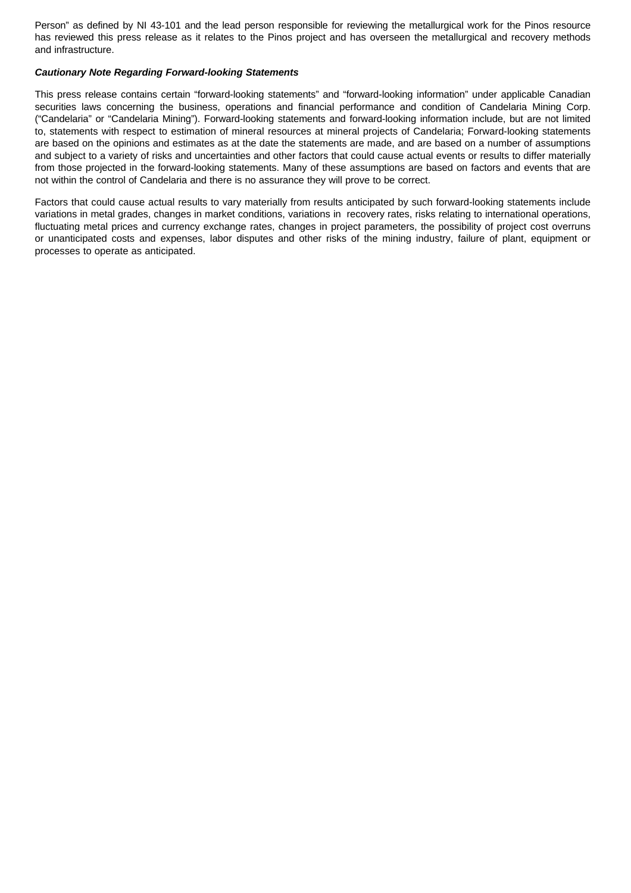Person" as defined by NI 43-101 and the lead person responsible for reviewing the metallurgical work for the Pinos resource has reviewed this press release as it relates to the Pinos project and has overseen the metallurgical and recovery methods and infrastructure.

***Cautionary Note Regarding Forward-looking Statements***

This press release contains certain "forward-looking statements" and "forward-looking information" under applicable Canadian securities laws concerning the business, operations and financial performance and condition of Candelaria Mining Corp. ("Candelaria" or "Candelaria Mining"). Forward-looking statements and forward-looking information include, but are not limited to, statements with respect to estimation of mineral resources at mineral projects of Candelaria; Forward-looking statements are based on the opinions and estimates as at the date the statements are made, and are based on a number of assumptions and subject to a variety of risks and uncertainties and other factors that could cause actual events or results to differ materially from those projected in the forward-looking statements. Many of these assumptions are based on factors and events that are not within the control of Candelaria and there is no assurance they will prove to be correct.

Factors that could cause actual results to vary materially from results anticipated by such forward-looking statements include variations in metal grades, changes in market conditions, variations in recovery rates, risks relating to international operations, fluctuating metal prices and currency exchange rates, changes in project parameters, the possibility of project cost overruns or unanticipated costs and expenses, labor disputes and other risks of the mining industry, failure of plant, equipment or processes to operate as anticipated.